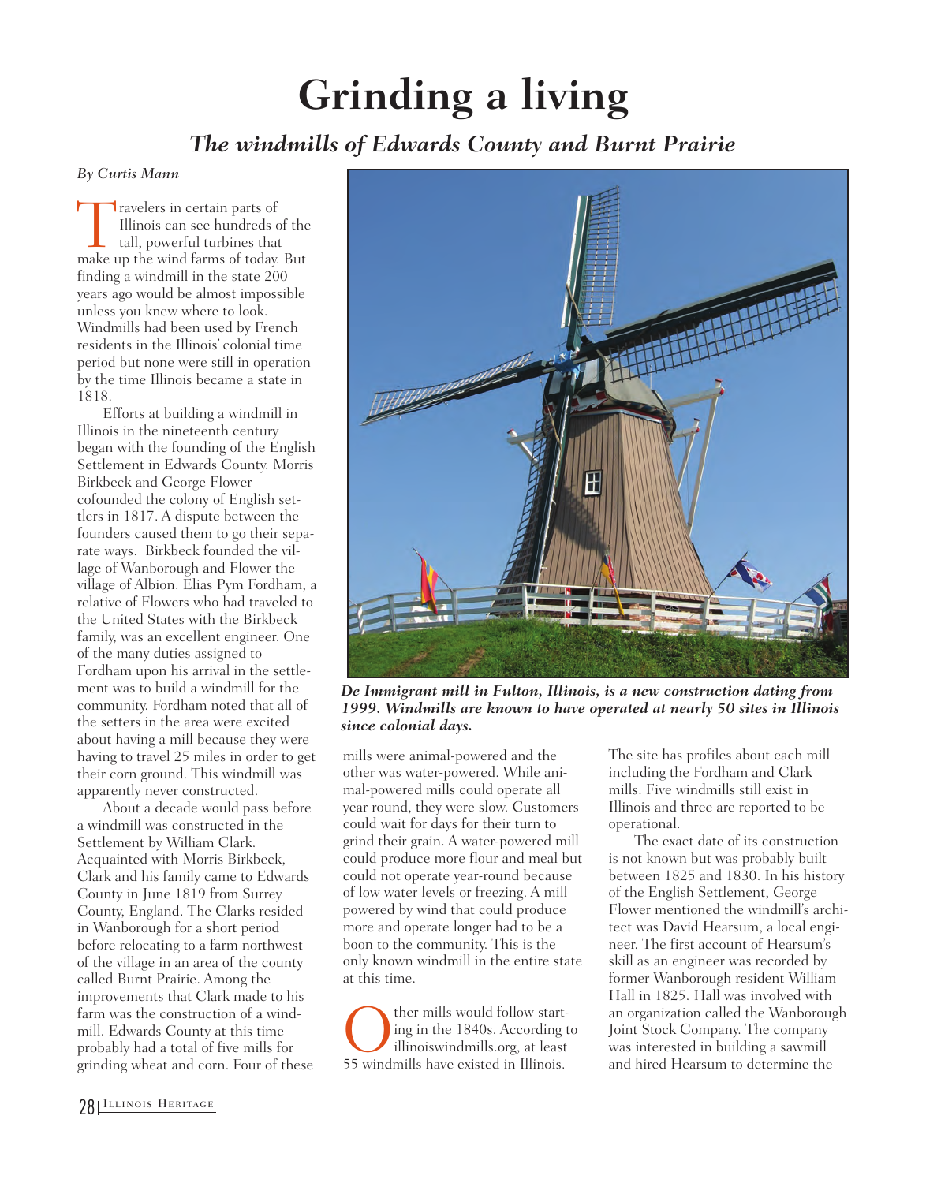# Grinding a living

## *The windmills of Edwards County and Burnt Prairie*

*By Curtis Mann*

Travelers in certain parts of Illinois can see hundreds of the tall, powerful turbines that make up the wind farms of today. But finding a windmill in the state 200 years ago would be almost impossible unless you knew where to look. Windmills had been used by French residents in the Illinois' colonial time period but none were still in operation by the time Illinois became a state in 1818.

Efforts at building a windmill in Illinois in the nineteenth century began with the founding of the English Settlement in Edwards County. Morris Birkbeck and George Flower cofounded the colony of English settlers in 1817. A dispute between the founders caused them to go their separate ways. Birkbeck founded the village of Wanborough and Flower the village of Albion. Elias Pym Fordham, a relative of Flowers who had traveled to the United States with the Birkbeck family, was an excellent engineer. One of the many duties assigned to Fordham upon his arrival in the settlement was to build a windmill for the community. Fordham noted that all of the setters in the area were excited about having a mill because they were having to travel 25 miles in order to get their corn ground. This windmill was apparently never constructed.

About a decade would pass before a windmill was constructed in the Settlement by William Clark. Acquainted with Morris Birkbeck, Clark and his family came to Edwards County in June 1819 from Surrey County, England. The Clarks resided in Wanborough for a short period before relocating to a farm northwest of the village in an area of the county called Burnt Prairie. Among the improvements that Clark made to his farm was the construction of a windmill. Edwards County at this time probably had a total of five mills for grinding wheat and corn. Four of these mills were animal-powered and the other was water-powered. While animal-powered mills could operate all year round, they were slow. Customers could wait for days for their turn to grind their grain. A water-powered mill could produce more flour and meal but could not operate year-round because of low water levels or freezing. A mill powered by wind that could produce more and operate longer had to be a boon to the community. This is the only known windmill in the entire state at this time.

*De Immigrant mill in Fulton, Illinois, is a new construction dating from 1999. Windmills are known to have operated at nearly 50 sites in Illinois since colonial days.*

Other mills would follow starting in the 1840s. According to illinoiswindmills.org, at least 55 windmills have existed in Illinois. The site has profiles about each mill including the Fordham and Clark mills. Five windmills still exist in Illinois and three are reported to be operational.

The exact date of its construction is not known but was probably built between 1825 and 1830. In his history of the English Settlement, George Flower mentioned the windmill's architect was David Hearsum, a local engineer. The first account of Hearsum's skill as an engineer was recorded by former Wanborough resident William Hall in 1825. Hall was involved with an organization called the Wanborough Joint Stock Company. The company was interested in building a sawmill and hired Hearsum to determine the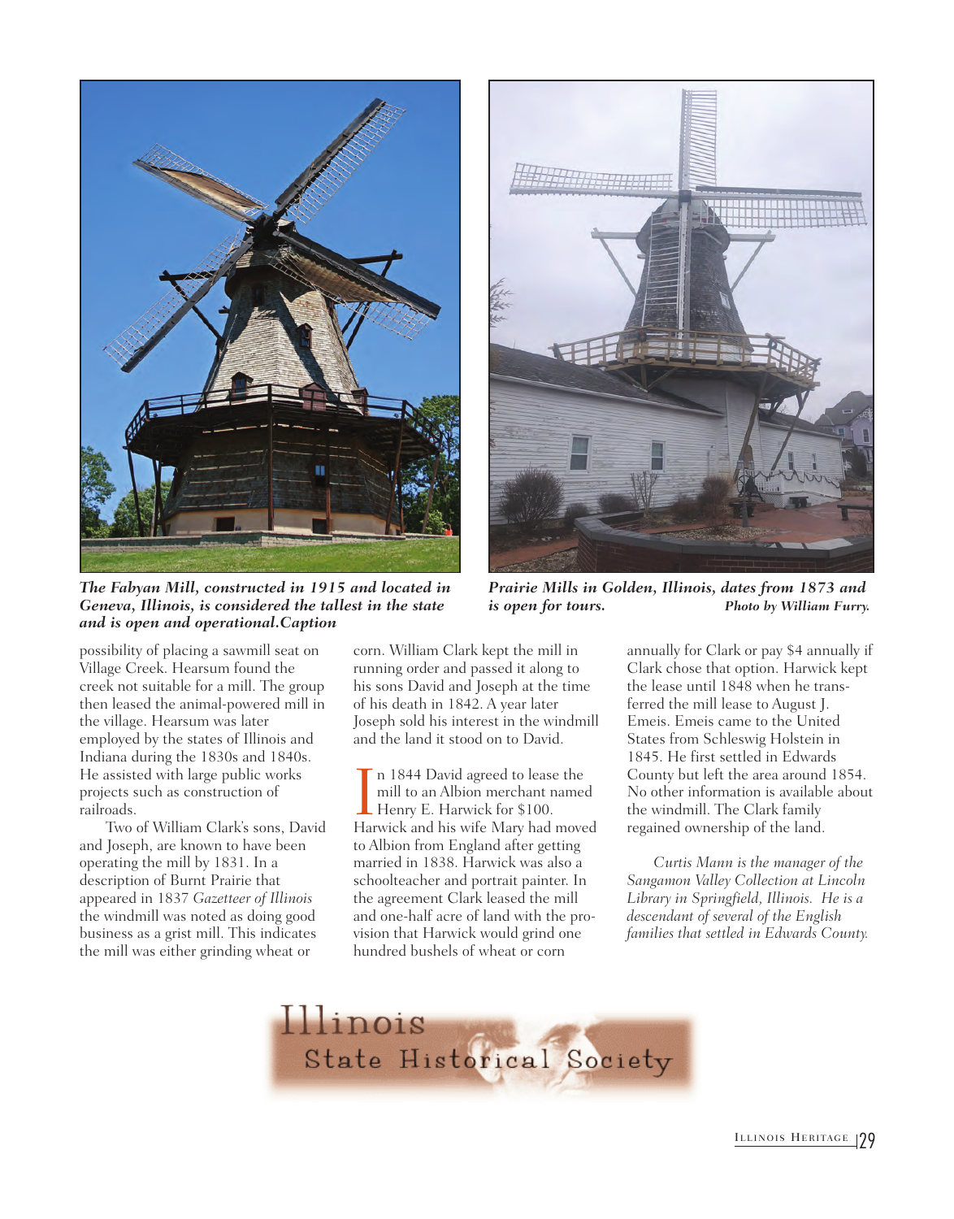*The Fabyan Mill, constructed in 1915 and located in Geneva, Illinois, is considered the tallest in the state and is open and operational.Caption*

*Prairie Mills in Golden, Illinois, dates from 1873 and is open for tours.* *Photo by William Furry.*

possibility of placing a sawmill seat on Village Creek. Hearsum found the creek not suitable for a mill. The group then leased the animal-powered mill in the village. Hearsum was later employed by the states of Illinois and Indiana during the 1830s and 1840s. He assisted with large public works projects such as construction of railroads.

Two of William Clark's sons, David and Joseph, are known to have been operating the mill by 1831. In a description of Burnt Prairie that appeared in 1837 *Gazetteer of Illinois* the windmill was noted as doing good business as a grist mill. This indicates the mill was either grinding wheat or corn. William Clark kept the mill in running order and passed it along to his sons David and Joseph at the time of his death in 1842. A year later Joseph sold his interest in the windmill and the land it stood on to David.

In 1844 David agreed to lease the mill to an Albion merchant named Henry E. Harwick for $100. Harwick and his wife Mary had moved to Albion from England after getting married in 1838. Harwick was also a schoolteacher and portrait painter. In the agreement Clark leased the mill and one-half acre of land with the provision that Harwick would grind one hundred bushels of wheat or corn annually for Clark or pay $4 annually if Clark chose that option. Harwick kept the lease until 1848 when he transferred the mill lease to August J. Emeis. Emeis came to the United States from Schleswig Holstein in 1845. He first settled in Edwards County but left the area around 1854. No other information is available about the windmill. The Clark family regained ownership of the land.

*Curtis Mann is the manager of the Sangamon Valley Collection at Lincoln Library in Springfield, Illinois. He is a descendant of several of the English families that settled in Edwards County.*

Illinois State Historical Society